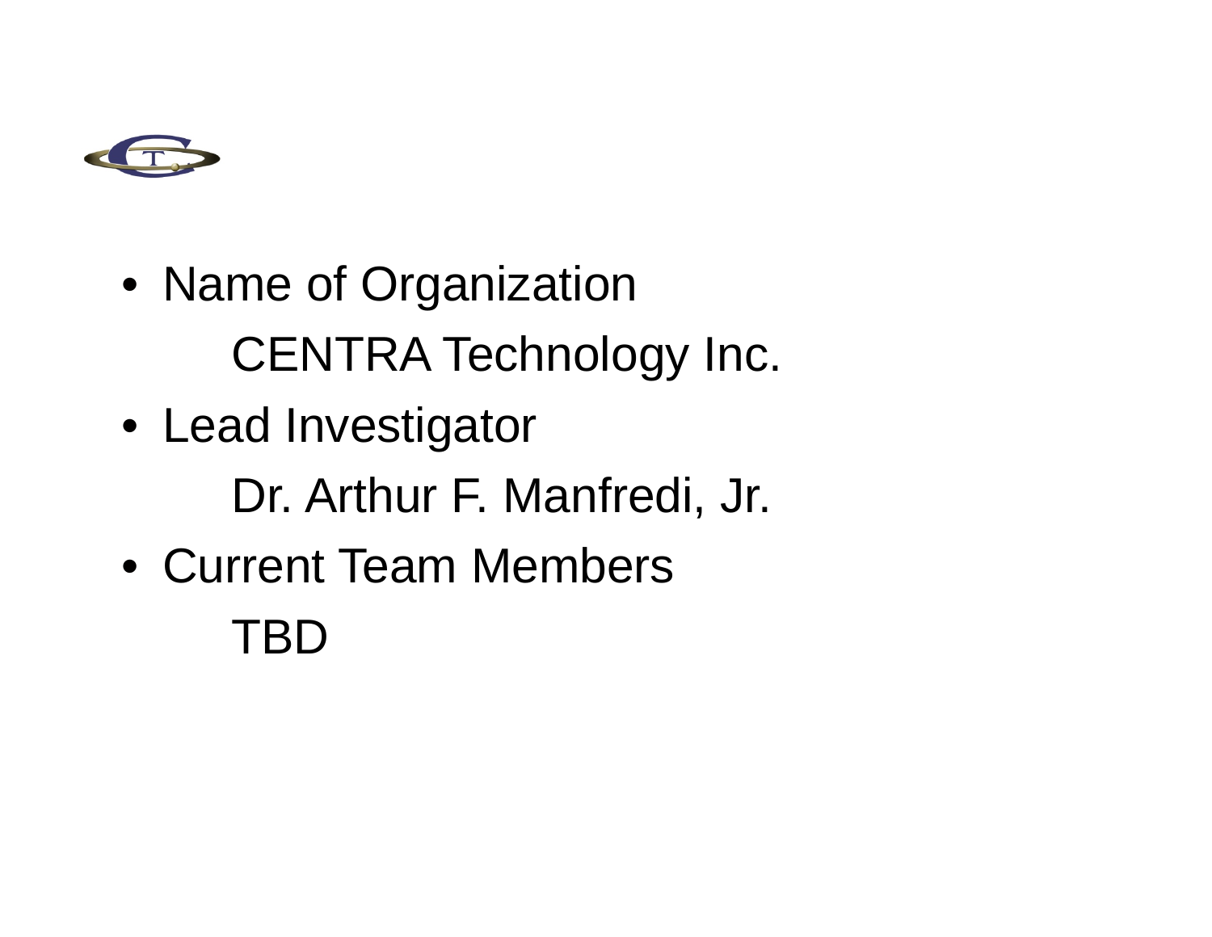- Name of Organization

  CENTRA Technology Inc.

- Lead Investigator

  Dr. Arthur F. Manfredi, Jr.

- Current Team Members

  TBD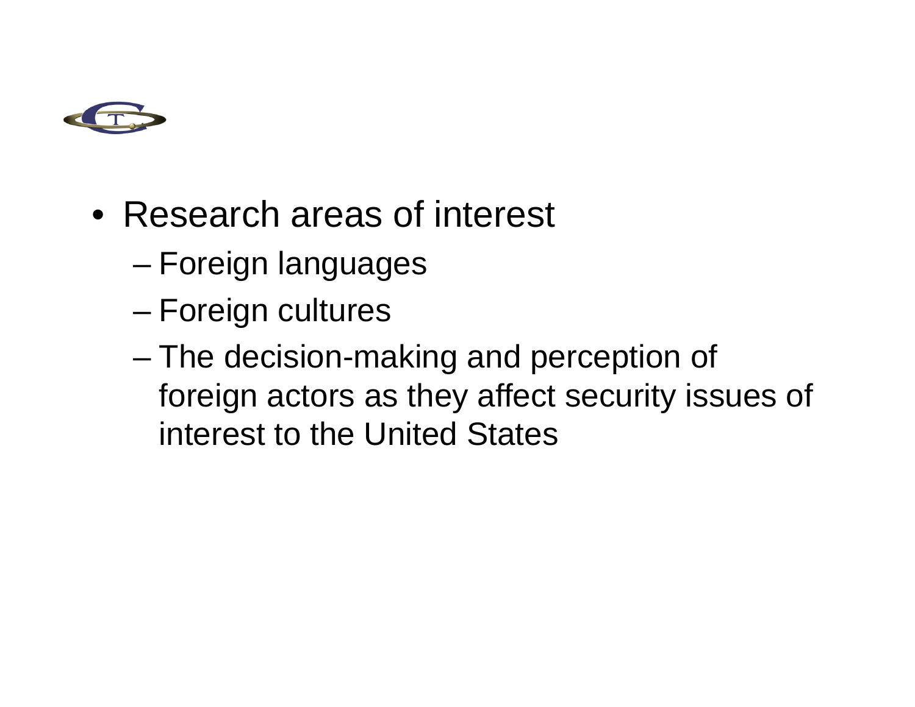- Research areas of interest
  - Foreign languages
  - Foreign cultures
  - The decision-making and perception of foreign actors as they affect security issues of interest to the United States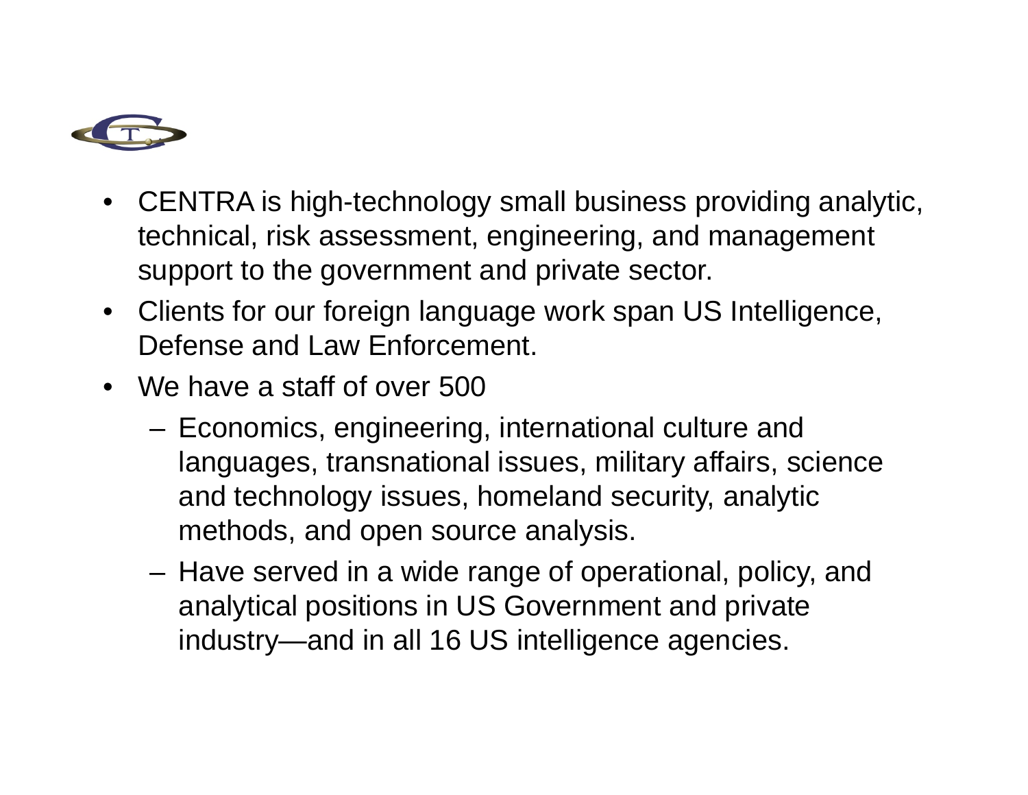- CENTRA is high-technology small business providing analytic, technical, risk assessment, engineering, and management support to the government and private sector.
- Clients for our foreign language work span US Intelligence, Defense and Law Enforcement.
- We have a staff of over 500
  - Economics, engineering, international culture and languages, transnational issues, military affairs, science and technology issues, homeland security, analytic methods, and open source analysis.
  - Have served in a wide range of operational, policy, and analytical positions in US Government and private industry—and in all 16 US intelligence agencies.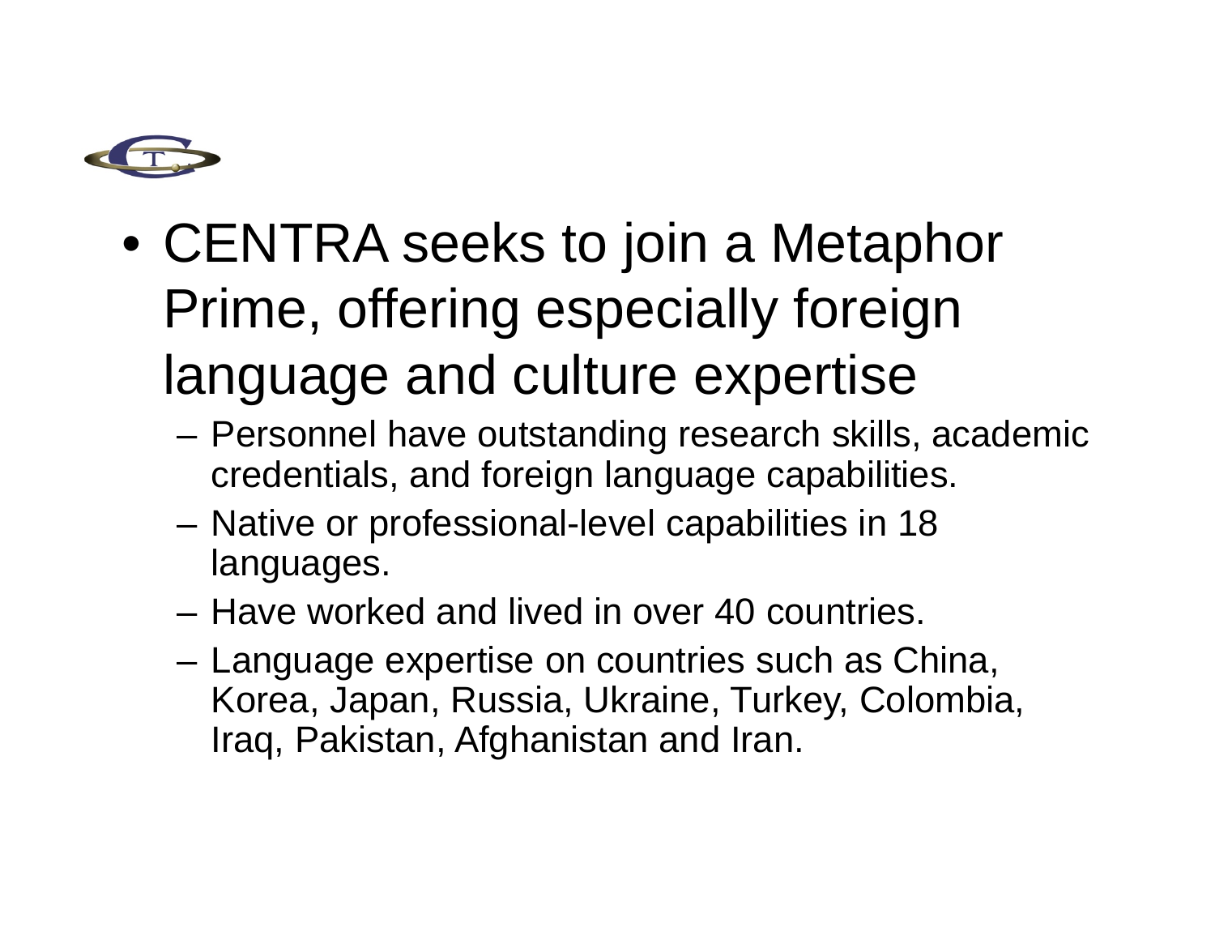- CENTRA seeks to join a Metaphor Prime, offering especially foreign language and culture expertise
  - Personnel have outstanding research skills, academic credentials, and foreign language capabilities.
  - Native or professional-level capabilities in 18 languages.
  - Have worked and lived in over 40 countries.
  - Language expertise on countries such as China, Korea, Japan, Russia, Ukraine, Turkey, Colombia, Iraq, Pakistan, Afghanistan and Iran.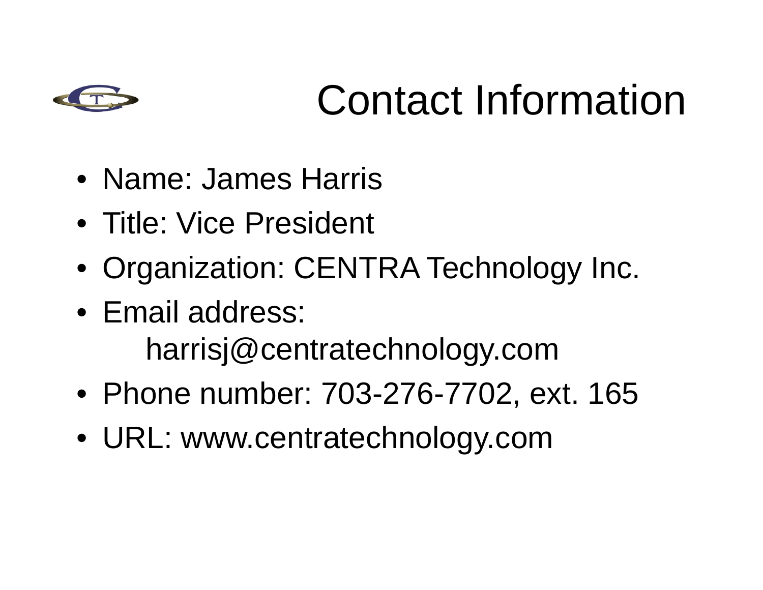# Contact Information

- Name: James Harris
- Title: Vice President
- Organization: CENTRA Technology Inc.
- Email address:
  harrisj@centratechnology.com
- Phone number: 703-276-7702, ext. 165
- URL: www.centratechnology.com